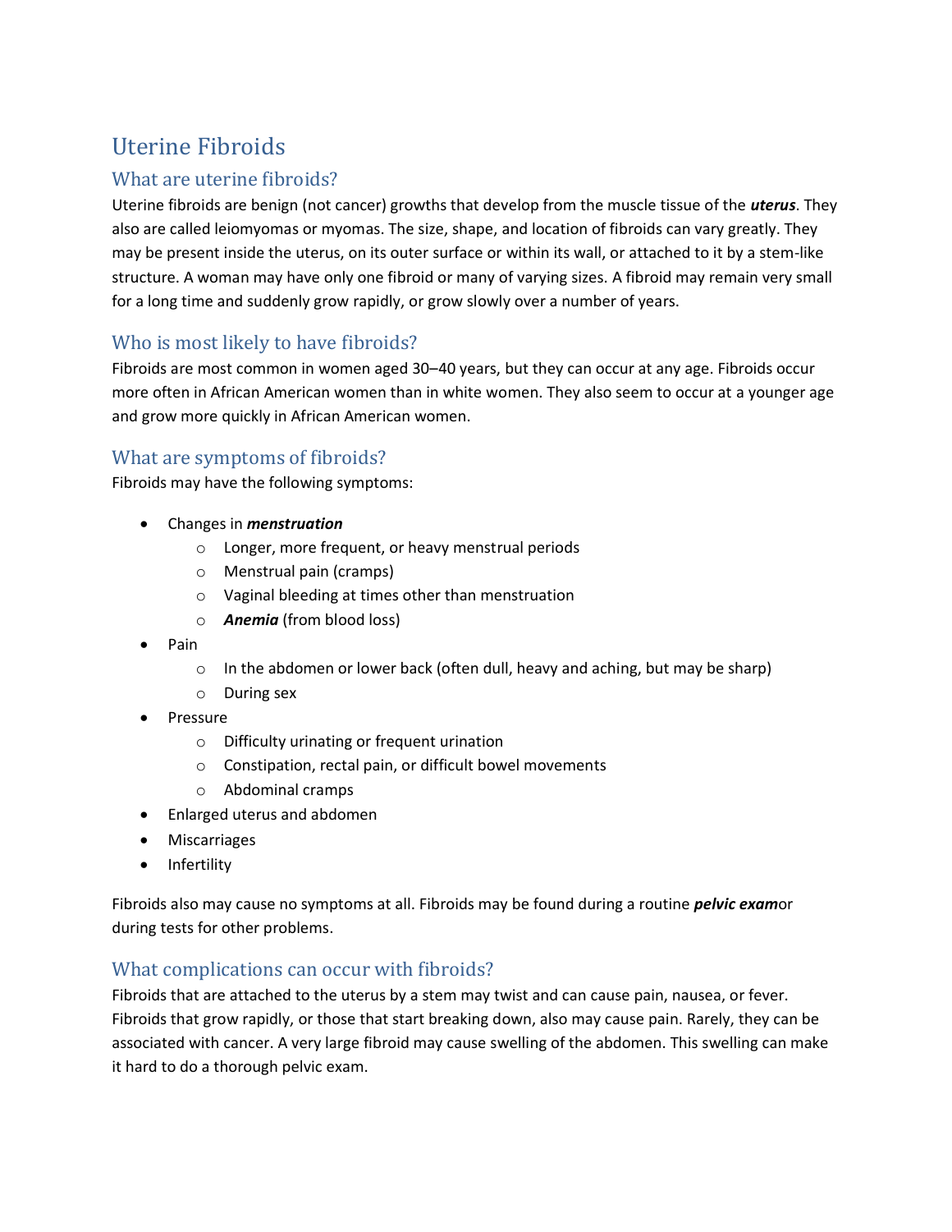# Uterine Fibroids

## What are uterine fibroids?

Uterine fibroids are benign (not cancer) growths that develop from the muscle tissue of the ***uterus***. They also are called leiomyomas or myomas. The size, shape, and location of fibroids can vary greatly. They may be present inside the uterus, on its outer surface or within its wall, or attached to it by a stem-like structure. A woman may have only one fibroid or many of varying sizes. A fibroid may remain very small for a long time and suddenly grow rapidly, or grow slowly over a number of years.

## Who is most likely to have fibroids?

Fibroids are most common in women aged 30–40 years, but they can occur at any age. Fibroids occur more often in African American women than in white women. They also seem to occur at a younger age and grow more quickly in African American women.

## What are symptoms of fibroids?

Fibroids may have the following symptoms:

- Changes in ***menstruation***
  - Longer, more frequent, or heavy menstrual periods
  - Menstrual pain (cramps)
  - Vaginal bleeding at times other than menstruation
  - ***Anemia*** (from blood loss)
- Pain
  - In the abdomen or lower back (often dull, heavy and aching, but may be sharp)
  - During sex
- Pressure
  - Difficulty urinating or frequent urination
  - Constipation, rectal pain, or difficult bowel movements
  - Abdominal cramps
- Enlarged uterus and abdomen
- Miscarriages
- Infertility

Fibroids also may cause no symptoms at all. Fibroids may be found during a routine ***pelvic exam***or during tests for other problems.

## What complications can occur with fibroids?

Fibroids that are attached to the uterus by a stem may twist and can cause pain, nausea, or fever. Fibroids that grow rapidly, or those that start breaking down, also may cause pain. Rarely, they can be associated with cancer. A very large fibroid may cause swelling of the abdomen. This swelling can make it hard to do a thorough pelvic exam.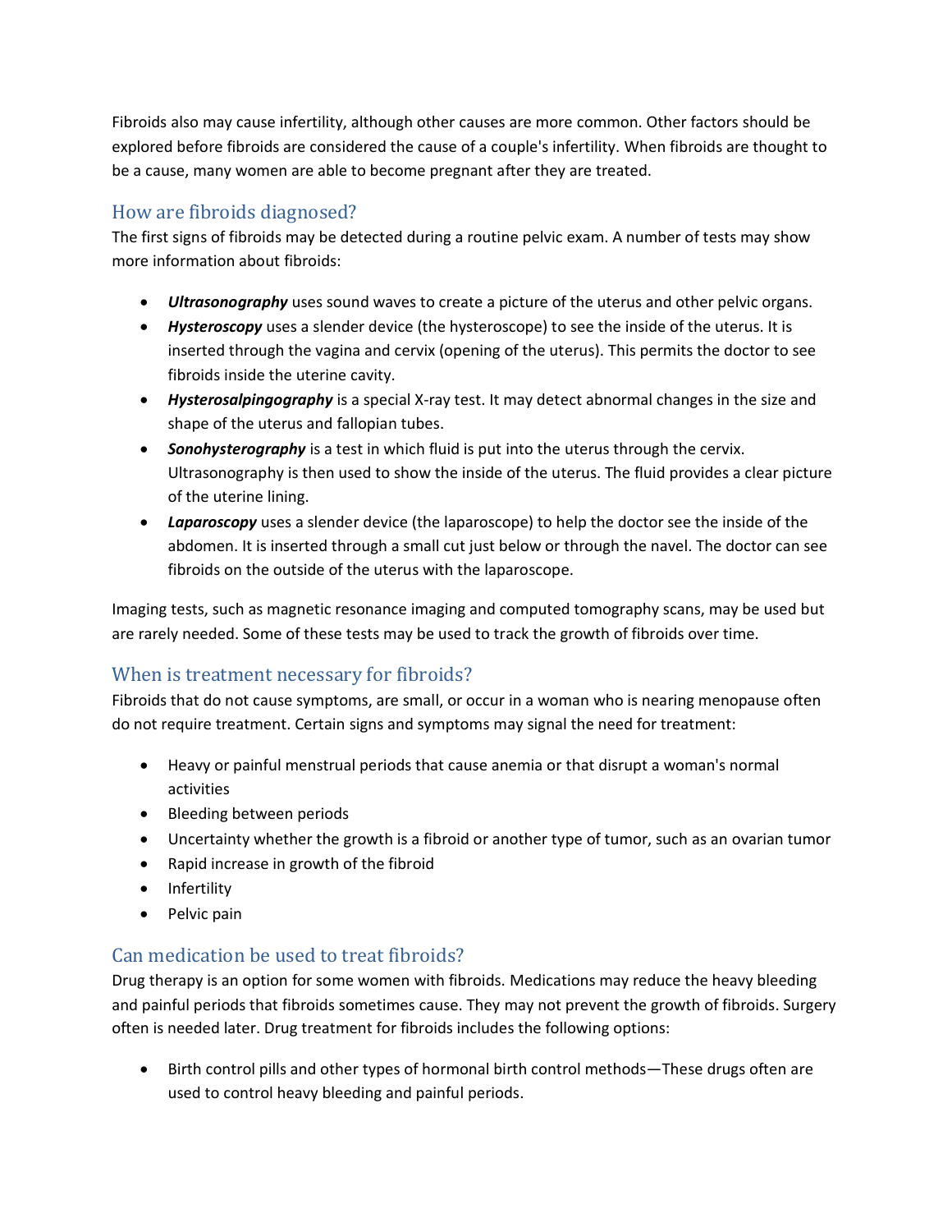Fibroids also may cause infertility, although other causes are more common. Other factors should be explored before fibroids are considered the cause of a couple's infertility. When fibroids are thought to be a cause, many women are able to become pregnant after they are treated.

## How are fibroids diagnosed?

The first signs of fibroids may be detected during a routine pelvic exam. A number of tests may show more information about fibroids:

- ***Ultrasonography*** uses sound waves to create a picture of the uterus and other pelvic organs.
- ***Hysteroscopy*** uses a slender device (the hysteroscope) to see the inside of the uterus. It is inserted through the vagina and cervix (opening of the uterus). This permits the doctor to see fibroids inside the uterine cavity.
- ***Hysterosalpingography*** is a special X-ray test. It may detect abnormal changes in the size and shape of the uterus and fallopian tubes.
- ***Sonohysterography*** is a test in which fluid is put into the uterus through the cervix. Ultrasonography is then used to show the inside of the uterus. The fluid provides a clear picture of the uterine lining.
- ***Laparoscopy*** uses a slender device (the laparoscope) to help the doctor see the inside of the abdomen. It is inserted through a small cut just below or through the navel. The doctor can see fibroids on the outside of the uterus with the laparoscope.

Imaging tests, such as magnetic resonance imaging and computed tomography scans, may be used but are rarely needed. Some of these tests may be used to track the growth of fibroids over time.

## When is treatment necessary for fibroids?

Fibroids that do not cause symptoms, are small, or occur in a woman who is nearing menopause often do not require treatment. Certain signs and symptoms may signal the need for treatment:

- Heavy or painful menstrual periods that cause anemia or that disrupt a woman's normal activities
- Bleeding between periods
- Uncertainty whether the growth is a fibroid or another type of tumor, such as an ovarian tumor
- Rapid increase in growth of the fibroid
- Infertility
- Pelvic pain

## Can medication be used to treat fibroids?

Drug therapy is an option for some women with fibroids. Medications may reduce the heavy bleeding and painful periods that fibroids sometimes cause. They may not prevent the growth of fibroids. Surgery often is needed later. Drug treatment for fibroids includes the following options:

- Birth control pills and other types of hormonal birth control methods—These drugs often are used to control heavy bleeding and painful periods.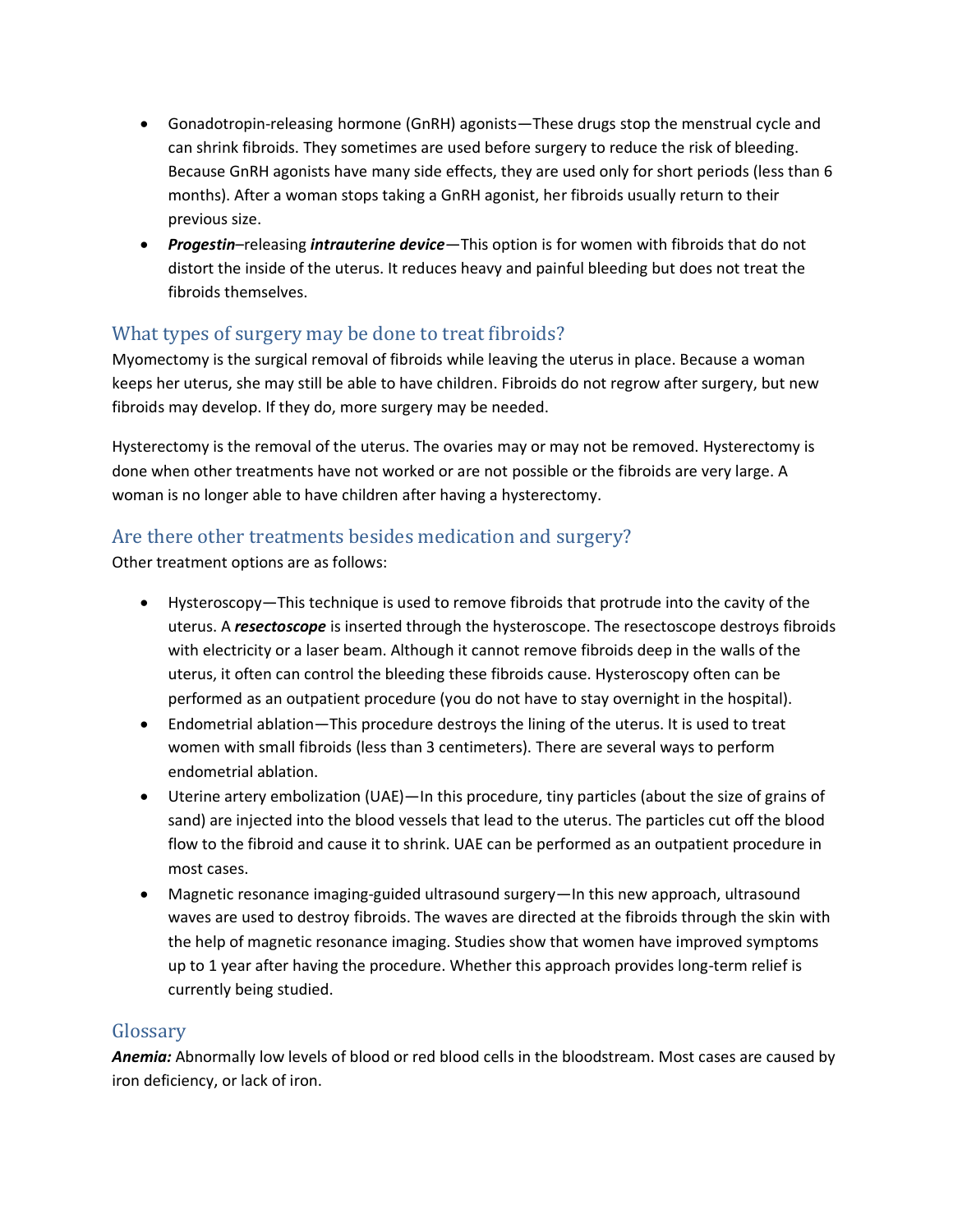- Gonadotropin-releasing hormone (GnRH) agonists—These drugs stop the menstrual cycle and can shrink fibroids. They sometimes are used before surgery to reduce the risk of bleeding. Because GnRH agonists have many side effects, they are used only for short periods (less than 6 months). After a woman stops taking a GnRH agonist, her fibroids usually return to their previous size.
- ***Progestin***–releasing ***intrauterine device***—This option is for women with fibroids that do not distort the inside of the uterus. It reduces heavy and painful bleeding but does not treat the fibroids themselves.

## What types of surgery may be done to treat fibroids?

Myomectomy is the surgical removal of fibroids while leaving the uterus in place. Because a woman keeps her uterus, she may still be able to have children. Fibroids do not regrow after surgery, but new fibroids may develop. If they do, more surgery may be needed.

Hysterectomy is the removal of the uterus. The ovaries may or may not be removed. Hysterectomy is done when other treatments have not worked or are not possible or the fibroids are very large. A woman is no longer able to have children after having a hysterectomy.

## Are there other treatments besides medication and surgery?

Other treatment options are as follows:

- Hysteroscopy—This technique is used to remove fibroids that protrude into the cavity of the uterus. A ***resectoscope*** is inserted through the hysteroscope. The resectoscope destroys fibroids with electricity or a laser beam. Although it cannot remove fibroids deep in the walls of the uterus, it often can control the bleeding these fibroids cause. Hysteroscopy often can be performed as an outpatient procedure (you do not have to stay overnight in the hospital).
- Endometrial ablation—This procedure destroys the lining of the uterus. It is used to treat women with small fibroids (less than 3 centimeters). There are several ways to perform endometrial ablation.
- Uterine artery embolization (UAE)—In this procedure, tiny particles (about the size of grains of sand) are injected into the blood vessels that lead to the uterus. The particles cut off the blood flow to the fibroid and cause it to shrink. UAE can be performed as an outpatient procedure in most cases.
- Magnetic resonance imaging-guided ultrasound surgery—In this new approach, ultrasound waves are used to destroy fibroids. The waves are directed at the fibroids through the skin with the help of magnetic resonance imaging. Studies show that women have improved symptoms up to 1 year after having the procedure. Whether this approach provides long-term relief is currently being studied.

## Glossary

***Anemia:*** Abnormally low levels of blood or red blood cells in the bloodstream. Most cases are caused by iron deficiency, or lack of iron.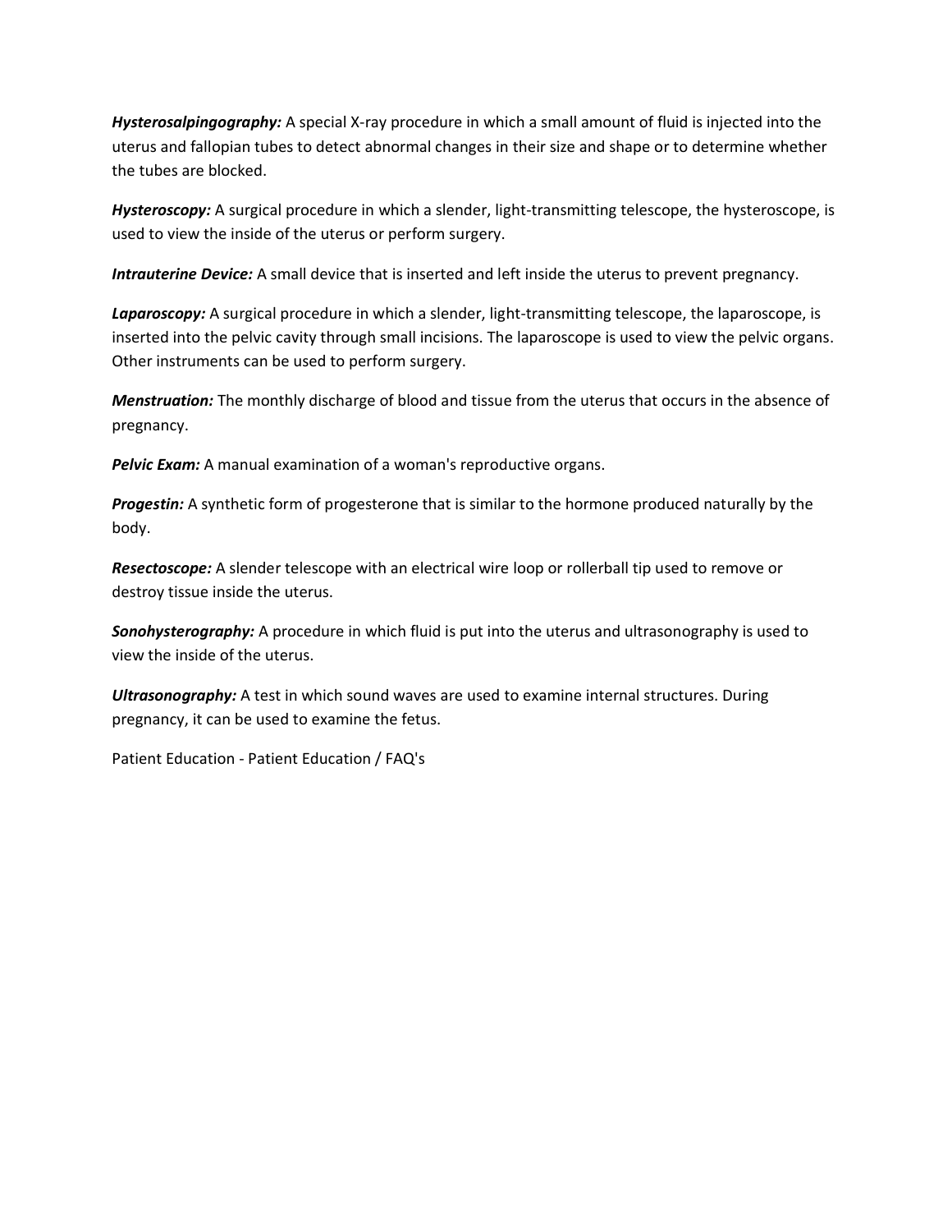***Hysterosalpingography:*** A special X-ray procedure in which a small amount of fluid is injected into the uterus and fallopian tubes to detect abnormal changes in their size and shape or to determine whether the tubes are blocked.

***Hysteroscopy:*** A surgical procedure in which a slender, light-transmitting telescope, the hysteroscope, is used to view the inside of the uterus or perform surgery.

***Intrauterine Device:*** A small device that is inserted and left inside the uterus to prevent pregnancy.

***Laparoscopy:*** A surgical procedure in which a slender, light-transmitting telescope, the laparoscope, is inserted into the pelvic cavity through small incisions. The laparoscope is used to view the pelvic organs. Other instruments can be used to perform surgery.

***Menstruation:*** The monthly discharge of blood and tissue from the uterus that occurs in the absence of pregnancy.

***Pelvic Exam:*** A manual examination of a woman's reproductive organs.

***Progestin:*** A synthetic form of progesterone that is similar to the hormone produced naturally by the body.

***Resectoscope:*** A slender telescope with an electrical wire loop or rollerball tip used to remove or destroy tissue inside the uterus.

***Sonohysterography:*** A procedure in which fluid is put into the uterus and ultrasonography is used to view the inside of the uterus.

***Ultrasonography:*** A test in which sound waves are used to examine internal structures. During pregnancy, it can be used to examine the fetus.

Patient Education - Patient Education / FAQ's